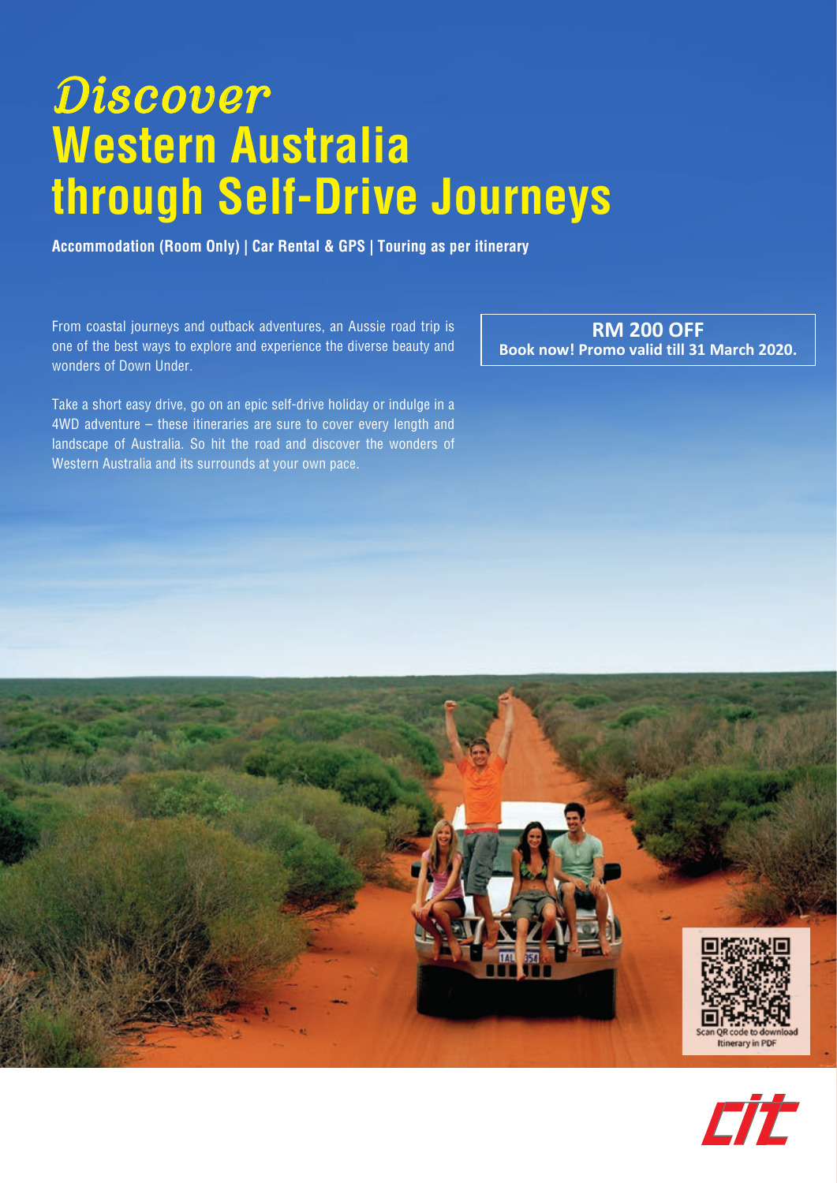# *Discover* Western Australia through Self-Drive Journeys

**Accommodation (Room Only) | Car Rental & GPS | Touring as per itinerary**

From coastal journeys and outback adventures, an Aussie road trip is one of the best ways to explore and experience the diverse beauty and wonders of Down Under.

Take a short easy drive, go on an epic self-drive holiday or indulge in a 4WD adventure – these itineraries are sure to cover every length and landscape of Australia. So hit the road and discover the wonders of Western Australia and its surrounds at your own pace.

**RM 200 OFF**
**Book now! Promo valid till 31 March 2020.**

Scan QR code to download Itinerary in PDF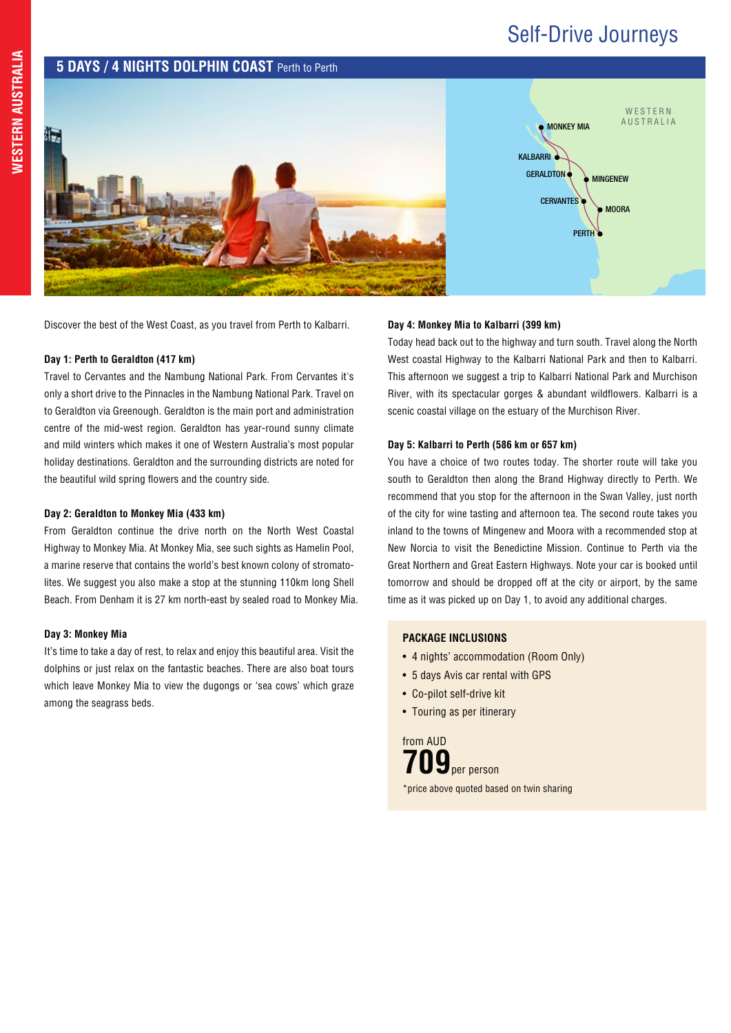# 5 DAYS / 4 NIGHTS DOLPHIN COAST Perth to Perth

Discover the best of the West Coast, as you travel from Perth to Kalbarri.

### Day 1: Perth to Geraldton (417 km)

Travel to Cervantes and the Nambung National Park. From Cervantes it's only a short drive to the Pinnacles in the Nambung National Park. Travel on to Geraldton via Greenough. Geraldton is the main port and administration centre of the mid-west region. Geraldton has year-round sunny climate and mild winters which makes it one of Western Australia's most popular holiday destinations. Geraldton and the surrounding districts are noted for the beautiful wild spring flowers and the country side.

### Day 2: Geraldton to Monkey Mia (433 km)

From Geraldton continue the drive north on the North West Coastal Highway to Monkey Mia. At Monkey Mia, see such sights as Hamelin Pool, a marine reserve that contains the world's best known colony of stromatolites. We suggest you also make a stop at the stunning 110km long Shell Beach. From Denham it is 27 km north-east by sealed road to Monkey Mia.

### Day 3: Monkey Mia

It's time to take a day of rest, to relax and enjoy this beautiful area. Visit the dolphins or just relax on the fantastic beaches. There are also boat tours which leave Monkey Mia to view the dugongs or 'sea cows' which graze among the seagrass beds.

### Day 4: Monkey Mia to Kalbarri (399 km)

Today head back out to the highway and turn south. Travel along the North West coastal Highway to the Kalbarri National Park and then to Kalbarri. This afternoon we suggest a trip to Kalbarri National Park and Murchison River, with its spectacular gorges & abundant wildflowers. Kalbarri is a scenic coastal village on the estuary of the Murchison River.

### Day 5: Kalbarri to Perth (586 km or 657 km)

You have a choice of two routes today. The shorter route will take you south to Geraldton then along the Brand Highway directly to Perth. We recommend that you stop for the afternoon in the Swan Valley, just north of the city for wine tasting and afternoon tea. The second route takes you inland to the towns of Mingenew and Moora with a recommended stop at New Norcia to visit the Benedictine Mission. Continue to Perth via the Great Northern and Great Eastern Highways. Note your car is booked until tomorrow and should be dropped off at the city or airport, by the same time as it was picked up on Day 1, to avoid any additional charges.

### PACKAGE INCLUSIONS

- 4 nights' accommodation (Room Only)
- 5 days Avis car rental with GPS
- Co-pilot self-drive kit
- Touring as per itinerary

from AUD
**709** per person

*price above quoted based on twin sharing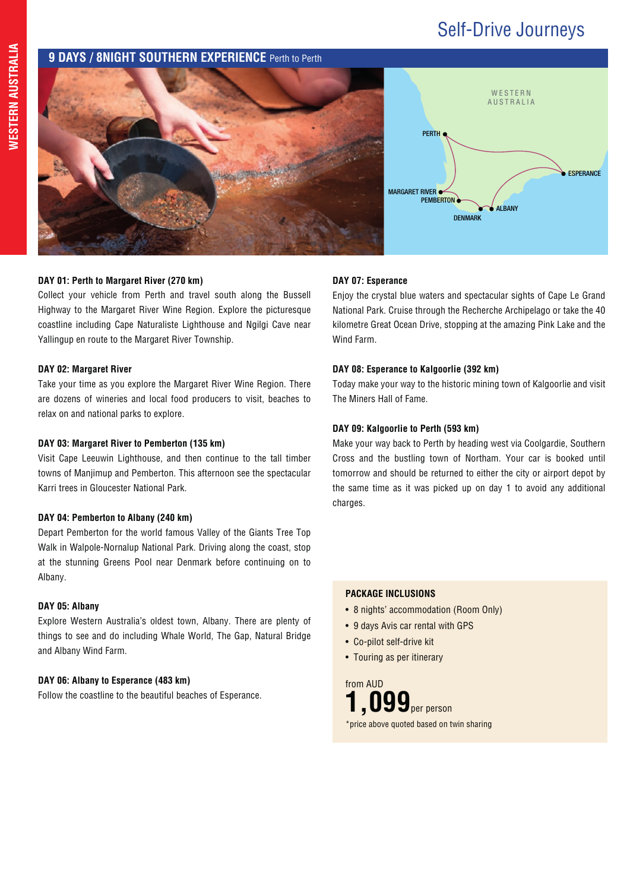# Self-Drive Journeys

## 9 DAYS / 8NIGHT SOUTHERN EXPERIENCE Perth to Perth

**DAY 01: Perth to Margaret River (270 km)**
Collect your vehicle from Perth and travel south along the Bussell Highway to the Margaret River Wine Region. Explore the picturesque coastline including Cape Naturaliste Lighthouse and Ngilgi Cave near Yallingup en route to the Margaret River Township.

**DAY 02: Margaret River**
Take your time as you explore the Margaret River Wine Region. There are dozens of wineries and local food producers to visit, beaches to relax on and national parks to explore.

**DAY 03: Margaret River to Pemberton (135 km)**
Visit Cape Leeuwin Lighthouse, and then continue to the tall timber towns of Manjimup and Pemberton. This afternoon see the spectacular Karri trees in Gloucester National Park.

**DAY 04: Pemberton to Albany (240 km)**
Depart Pemberton for the world famous Valley of the Giants Tree Top Walk in Walpole-Nornalup National Park. Driving along the coast, stop at the stunning Greens Pool near Denmark before continuing on to Albany.

**DAY 05: Albany**
Explore Western Australia's oldest town, Albany. There are plenty of things to see and do including Whale World, The Gap, Natural Bridge and Albany Wind Farm.

**DAY 06: Albany to Esperance (483 km)**
Follow the coastline to the beautiful beaches of Esperance.

**DAY 07: Esperance**
Enjoy the crystal blue waters and spectacular sights of Cape Le Grand National Park. Cruise through the Recherche Archipelago or take the 40 kilometre Great Ocean Drive, stopping at the amazing Pink Lake and the Wind Farm.

**DAY 08: Esperance to Kalgoorlie (392 km)**
Today make your way to the historic mining town of Kalgoorlie and visit The Miners Hall of Fame.

**DAY 09: Kalgoorlie to Perth (593 km)**
Make your way back to Perth by heading west via Coolgardie, Southern Cross and the bustling town of Northam. Your car is booked until tomorrow and should be returned to either the city or airport depot by the same time as it was picked up on day 1 to avoid any additional charges.

**PACKAGE INCLUSIONS**

- 8 nights' accommodation (Room Only)
- 9 days Avis car rental with GPS
- Co-pilot self-drive kit
- Touring as per itinerary

from AUD
**1,099** per person
*price above quoted based on twin sharing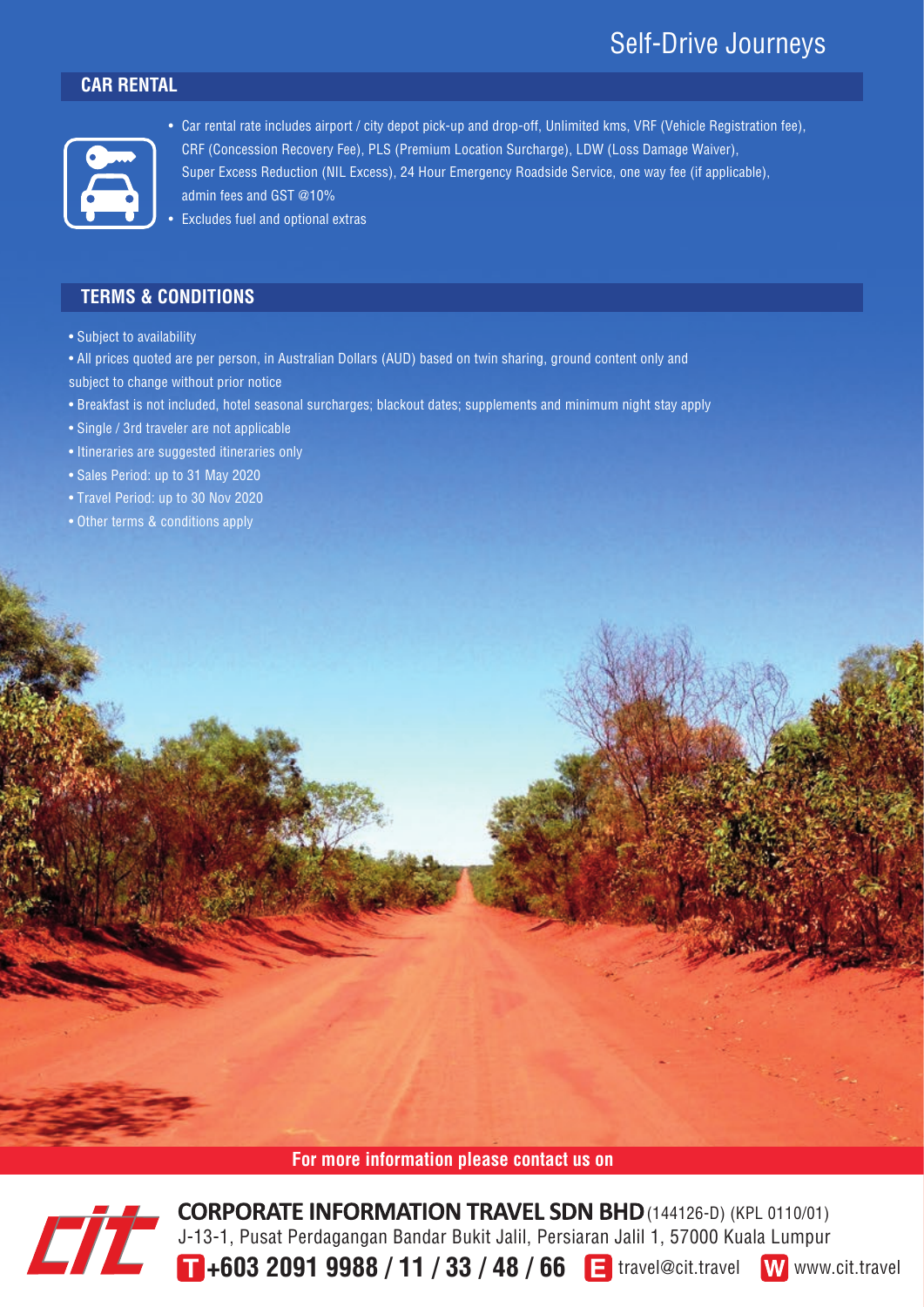# Self-Drive Journeys

## CAR RENTAL

- Car rental rate includes airport / city depot pick-up and drop-off, Unlimited kms, VRF (Vehicle Registration fee), CRF (Concession Recovery Fee), PLS (Premium Location Surcharge), LDW (Loss Damage Waiver), Super Excess Reduction (NIL Excess), 24 Hour Emergency Roadside Service, one way fee (if applicable), admin fees and GST @10%
- Excludes fuel and optional extras

## TERMS & CONDITIONS

- Subject to availability
- All prices quoted are per person, in Australian Dollars (AUD) based on twin sharing, ground content only and subject to change without prior notice
- Breakfast is not included, hotel seasonal surcharges; blackout dates; supplements and minimum night stay apply
- Single / 3rd traveler are not applicable
- Itineraries are suggested itineraries only
- Sales Period: up to 31 May 2020
- Travel Period: up to 30 Nov 2020
- Other terms & conditions apply

**For more information please contact us on**

**CORPORATE INFORMATION TRAVEL SDN BHD** (144126-D) (KPL 0110/01)
J-13-1, Pusat Perdagangan Bandar Bukit Jalil, Persiaran Jalil 1, 57000 Kuala Lumpur
**T +603 2091 9988 / 11 / 33 / 48 / 66** E travel@cit.travel W www.cit.travel